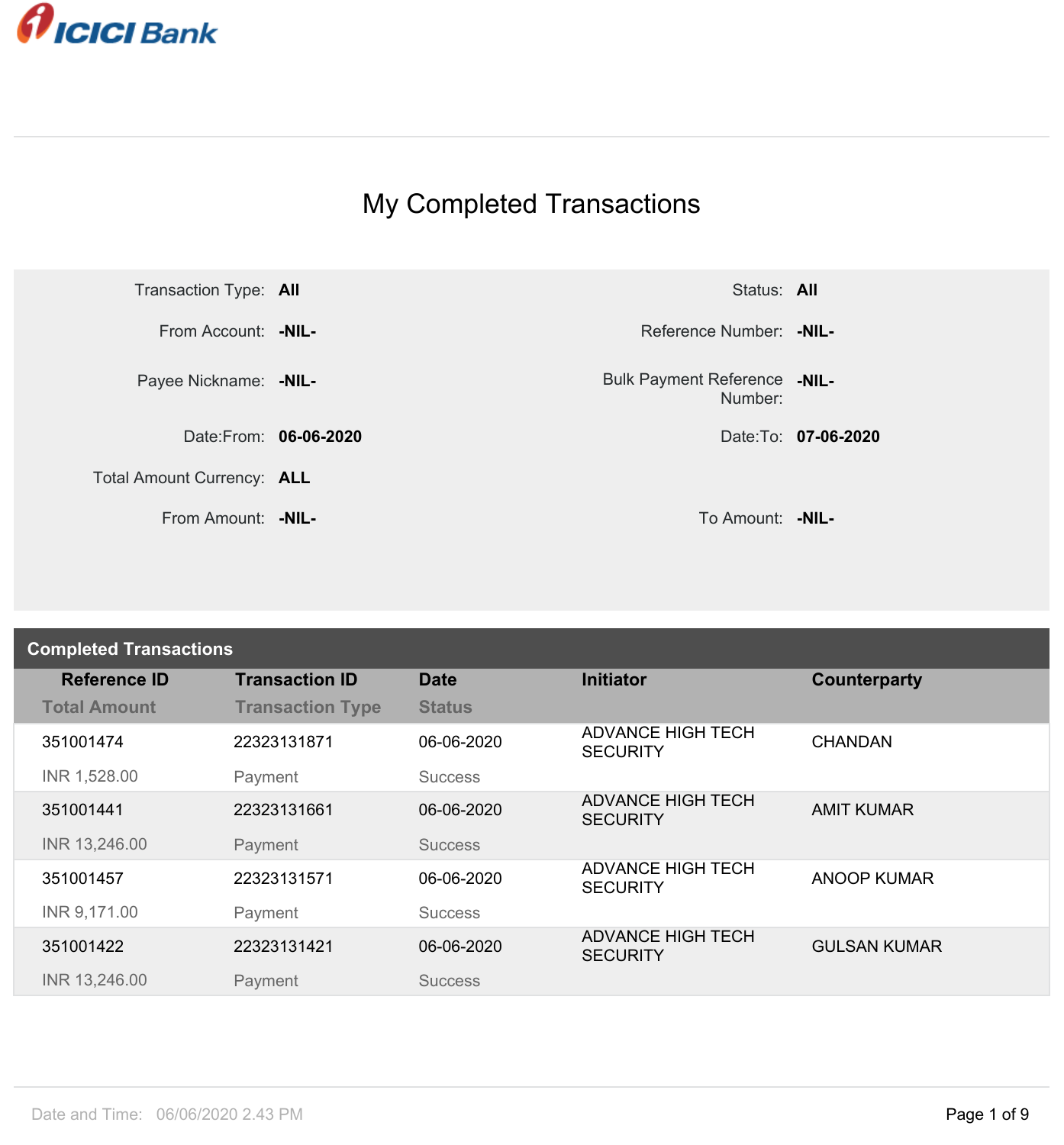ICICI Bank

# My Completed Transactions

| | | | |
|---|---|---|---|
| Transaction Type: | **All** | Status: | **All** |
| From Account: | **-NIL-** | Reference Number: | **-NIL-** |
| Payee Nickname: | **-NIL-** | Bulk Payment Reference Number: | **-NIL-** |
| Date:From: | **06-06-2020** | Date:To: | **07-06-2020** |
| Total Amount Currency: | **ALL** | | |
| From Amount: | **-NIL-** | To Amount: | **-NIL-** |

## Completed Transactions

| Reference ID / Total Amount | Transaction ID / Transaction Type | Date / Status | Initiator | Counterparty |
|---|---|---|---|---|
| 351001474<br>INR 1,528.00 | 22323131871<br>Payment | 06-06-2020<br>Success | ADVANCE HIGH TECH SECURITY | CHANDAN |
| 351001441<br>INR 13,246.00 | 22323131661<br>Payment | 06-06-2020<br>Success | ADVANCE HIGH TECH SECURITY | AMIT KUMAR |
| 351001457<br>INR 9,171.00 | 22323131571<br>Payment | 06-06-2020<br>Success | ADVANCE HIGH TECH SECURITY | ANOOP KUMAR |
| 351001422<br>INR 13,246.00 | 22323131421<br>Payment | 06-06-2020<br>Success | ADVANCE HIGH TECH SECURITY | GULSAN KUMAR |

Date and Time: 06/06/2020 2.43 PM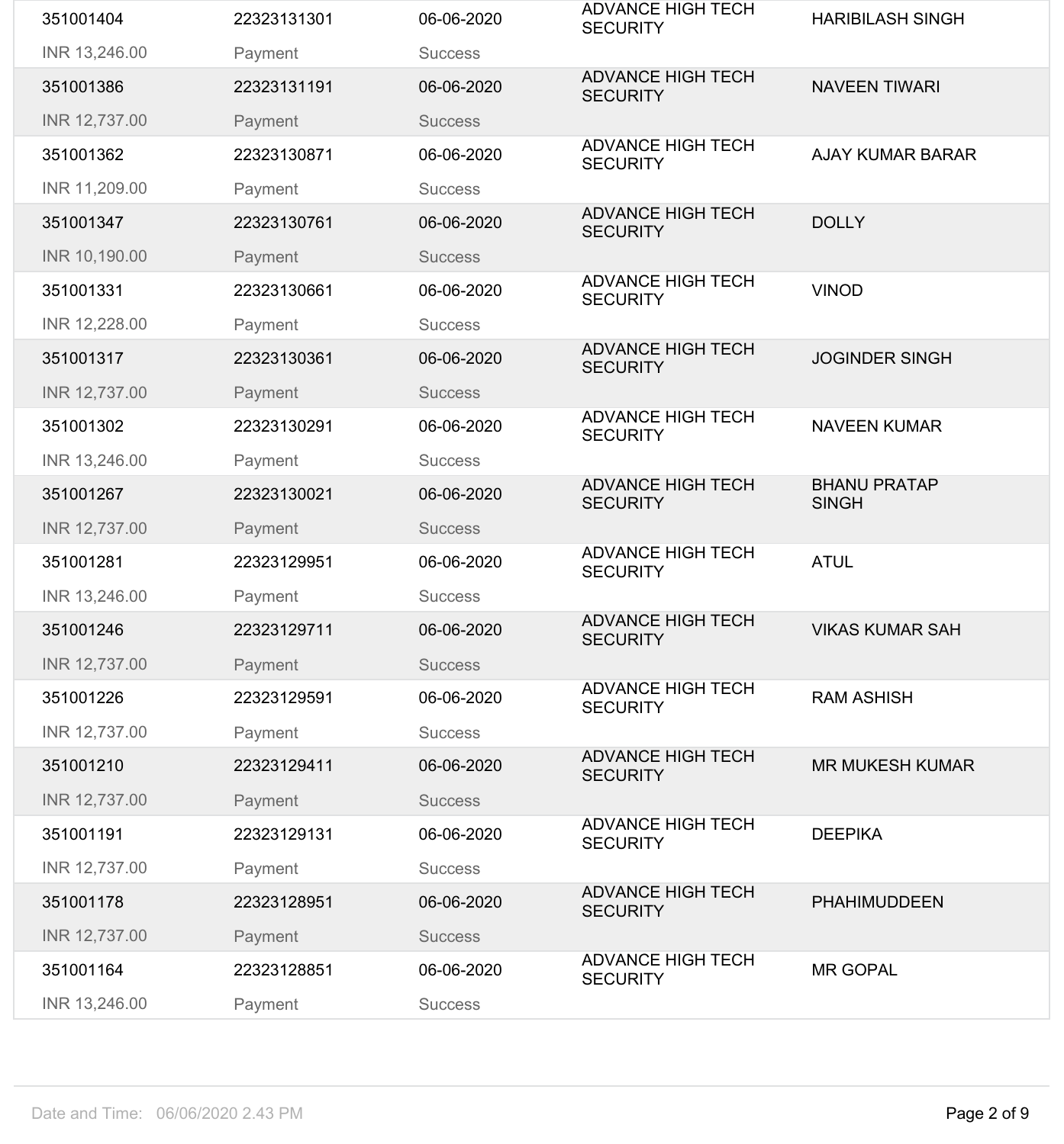| | | | | |
|---|---|---|---|---|
| 351001404 | 22323131301 | 06-06-2020 | ADVANCE HIGH TECH SECURITY | HARIBILASH SINGH |
| INR 13,246.00 | Payment | Success | | |
| 351001386 | 22323131191 | 06-06-2020 | ADVANCE HIGH TECH SECURITY | NAVEEN TIWARI |
| INR 12,737.00 | Payment | Success | | |
| 351001362 | 22323130871 | 06-06-2020 | ADVANCE HIGH TECH SECURITY | AJAY KUMAR BARAR |
| INR 11,209.00 | Payment | Success | | |
| 351001347 | 22323130761 | 06-06-2020 | ADVANCE HIGH TECH SECURITY | DOLLY |
| INR 10,190.00 | Payment | Success | | |
| 351001331 | 22323130661 | 06-06-2020 | ADVANCE HIGH TECH SECURITY | VINOD |
| INR 12,228.00 | Payment | Success | | |
| 351001317 | 22323130361 | 06-06-2020 | ADVANCE HIGH TECH SECURITY | JOGINDER SINGH |
| INR 12,737.00 | Payment | Success | | |
| 351001302 | 22323130291 | 06-06-2020 | ADVANCE HIGH TECH SECURITY | NAVEEN KUMAR |
| INR 13,246.00 | Payment | Success | | |
| 351001267 | 22323130021 | 06-06-2020 | ADVANCE HIGH TECH SECURITY | BHANU PRATAP SINGH |
| INR 12,737.00 | Payment | Success | | |
| 351001281 | 22323129951 | 06-06-2020 | ADVANCE HIGH TECH SECURITY | ATUL |
| INR 13,246.00 | Payment | Success | | |
| 351001246 | 22323129711 | 06-06-2020 | ADVANCE HIGH TECH SECURITY | VIKAS KUMAR SAH |
| INR 12,737.00 | Payment | Success | | |
| 351001226 | 22323129591 | 06-06-2020 | ADVANCE HIGH TECH SECURITY | RAM ASHISH |
| INR 12,737.00 | Payment | Success | | |
| 351001210 | 22323129411 | 06-06-2020 | ADVANCE HIGH TECH SECURITY | MR MUKESH KUMAR |
| INR 12,737.00 | Payment | Success | | |
| 351001191 | 22323129131 | 06-06-2020 | ADVANCE HIGH TECH SECURITY | DEEPIKA |
| INR 12,737.00 | Payment | Success | | |
| 351001178 | 22323128951 | 06-06-2020 | ADVANCE HIGH TECH SECURITY | PHAHIMUDDEEN |
| INR 12,737.00 | Payment | Success | | |
| 351001164 | 22323128851 | 06-06-2020 | ADVANCE HIGH TECH SECURITY | MR GOPAL |
| INR 13,246.00 | Payment | Success | | |

Date and Time: 06/06/2020 2.43 PM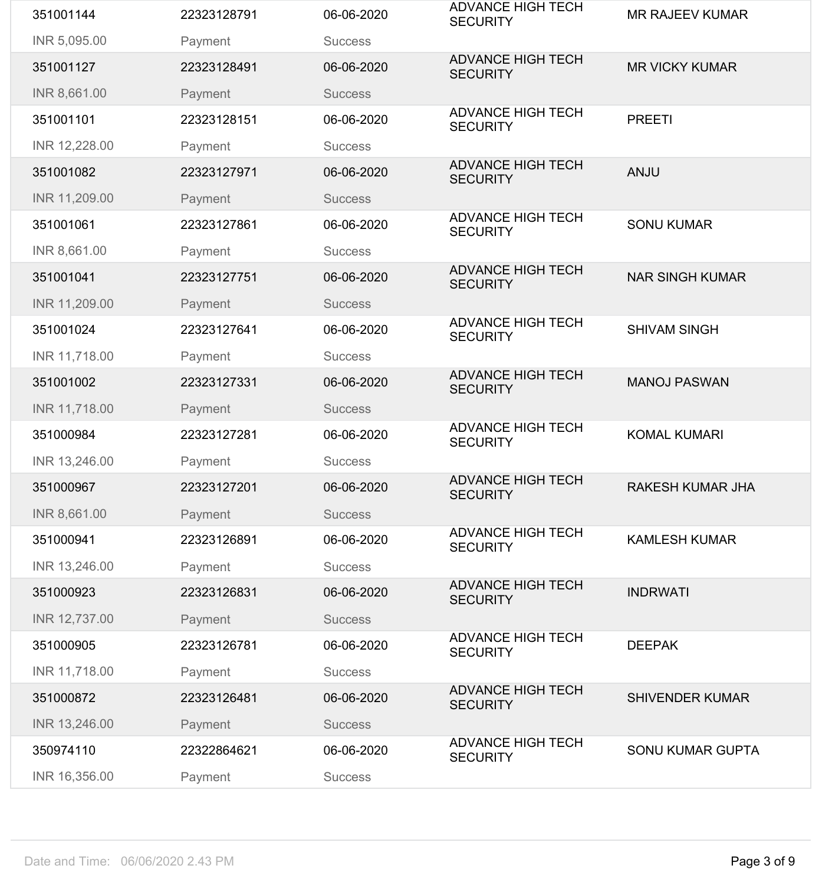| | | | | |
|---|---|---|---|---|
| 351001144 | 22323128791 | 06-06-2020 | ADVANCE HIGH TECH SECURITY | MR RAJEEV KUMAR |
| INR 5,095.00 | Payment | Success | | |
| 351001127 | 22323128491 | 06-06-2020 | ADVANCE HIGH TECH SECURITY | MR VICKY KUMAR |
| INR 8,661.00 | Payment | Success | | |
| 351001101 | 22323128151 | 06-06-2020 | ADVANCE HIGH TECH SECURITY | PREETI |
| INR 12,228.00 | Payment | Success | | |
| 351001082 | 22323127971 | 06-06-2020 | ADVANCE HIGH TECH SECURITY | ANJU |
| INR 11,209.00 | Payment | Success | | |
| 351001061 | 22323127861 | 06-06-2020 | ADVANCE HIGH TECH SECURITY | SONU KUMAR |
| INR 8,661.00 | Payment | Success | | |
| 351001041 | 22323127751 | 06-06-2020 | ADVANCE HIGH TECH SECURITY | NAR SINGH KUMAR |
| INR 11,209.00 | Payment | Success | | |
| 351001024 | 22323127641 | 06-06-2020 | ADVANCE HIGH TECH SECURITY | SHIVAM SINGH |
| INR 11,718.00 | Payment | Success | | |
| 351001002 | 22323127331 | 06-06-2020 | ADVANCE HIGH TECH SECURITY | MANOJ PASWAN |
| INR 11,718.00 | Payment | Success | | |
| 351000984 | 22323127281 | 06-06-2020 | ADVANCE HIGH TECH SECURITY | KOMAL KUMARI |
| INR 13,246.00 | Payment | Success | | |
| 351000967 | 22323127201 | 06-06-2020 | ADVANCE HIGH TECH SECURITY | RAKESH KUMAR JHA |
| INR 8,661.00 | Payment | Success | | |
| 351000941 | 22323126891 | 06-06-2020 | ADVANCE HIGH TECH SECURITY | KAMLESH KUMAR |
| INR 13,246.00 | Payment | Success | | |
| 351000923 | 22323126831 | 06-06-2020 | ADVANCE HIGH TECH SECURITY | INDRWATI |
| INR 12,737.00 | Payment | Success | | |
| 351000905 | 22323126781 | 06-06-2020 | ADVANCE HIGH TECH SECURITY | DEEPAK |
| INR 11,718.00 | Payment | Success | | |
| 351000872 | 22323126481 | 06-06-2020 | ADVANCE HIGH TECH SECURITY | SHIVENDER KUMAR |
| INR 13,246.00 | Payment | Success | | |
| 350974110 | 22322864621 | 06-06-2020 | ADVANCE HIGH TECH SECURITY | SONU KUMAR GUPTA |
| INR 16,356.00 | Payment | Success | | |

Date and Time: 06/06/2020 2.43 PM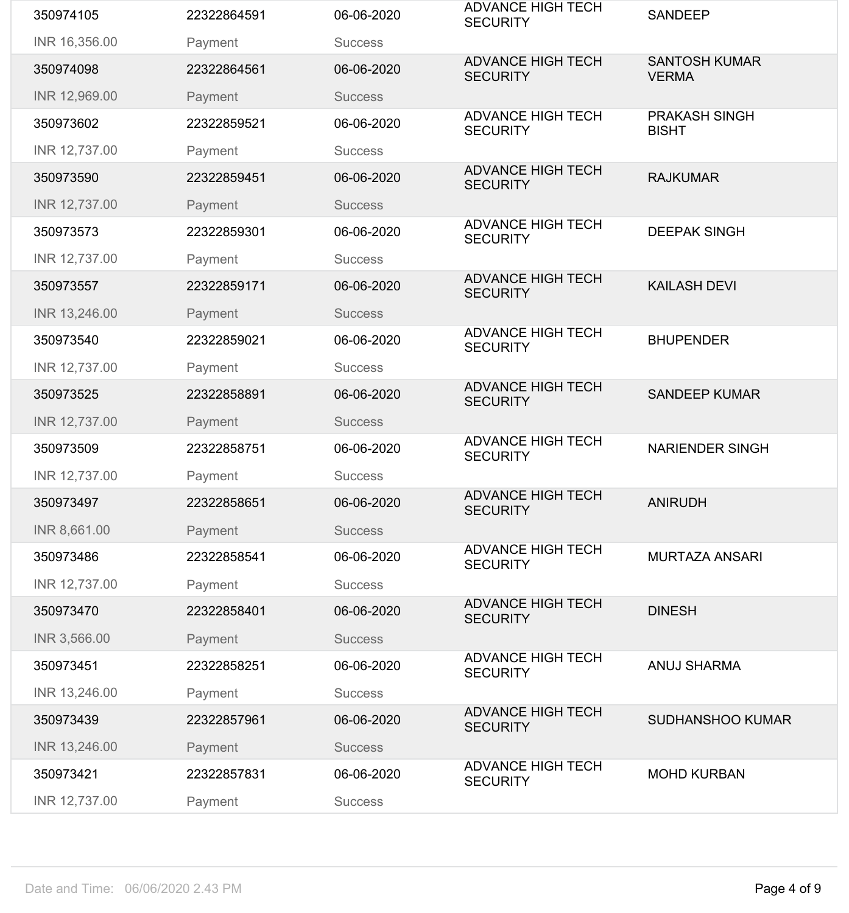| | | | | |
|---|---|---|---|---|
| 350974105 | 22322864591 | 06-06-2020 | ADVANCE HIGH TECH SECURITY | SANDEEP |
| INR 16,356.00 | Payment | Success | | |
| 350974098 | 22322864561 | 06-06-2020 | ADVANCE HIGH TECH SECURITY | SANTOSH KUMAR VERMA |
| INR 12,969.00 | Payment | Success | | |
| 350973602 | 22322859521 | 06-06-2020 | ADVANCE HIGH TECH SECURITY | PRAKASH SINGH BISHT |
| INR 12,737.00 | Payment | Success | | |
| 350973590 | 22322859451 | 06-06-2020 | ADVANCE HIGH TECH SECURITY | RAJKUMAR |
| INR 12,737.00 | Payment | Success | | |
| 350973573 | 22322859301 | 06-06-2020 | ADVANCE HIGH TECH SECURITY | DEEPAK SINGH |
| INR 12,737.00 | Payment | Success | | |
| 350973557 | 22322859171 | 06-06-2020 | ADVANCE HIGH TECH SECURITY | KAILASH DEVI |
| INR 13,246.00 | Payment | Success | | |
| 350973540 | 22322859021 | 06-06-2020 | ADVANCE HIGH TECH SECURITY | BHUPENDER |
| INR 12,737.00 | Payment | Success | | |
| 350973525 | 22322858891 | 06-06-2020 | ADVANCE HIGH TECH SECURITY | SANDEEP KUMAR |
| INR 12,737.00 | Payment | Success | | |
| 350973509 | 22322858751 | 06-06-2020 | ADVANCE HIGH TECH SECURITY | NARIENDER SINGH |
| INR 12,737.00 | Payment | Success | | |
| 350973497 | 22322858651 | 06-06-2020 | ADVANCE HIGH TECH SECURITY | ANIRUDH |
| INR 8,661.00 | Payment | Success | | |
| 350973486 | 22322858541 | 06-06-2020 | ADVANCE HIGH TECH SECURITY | MURTAZA ANSARI |
| INR 12,737.00 | Payment | Success | | |
| 350973470 | 22322858401 | 06-06-2020 | ADVANCE HIGH TECH SECURITY | DINESH |
| INR 3,566.00 | Payment | Success | | |
| 350973451 | 22322858251 | 06-06-2020 | ADVANCE HIGH TECH SECURITY | ANUJ SHARMA |
| INR 13,246.00 | Payment | Success | | |
| 350973439 | 22322857961 | 06-06-2020 | ADVANCE HIGH TECH SECURITY | SUDHANSHOO KUMAR |
| INR 13,246.00 | Payment | Success | | |
| 350973421 | 22322857831 | 06-06-2020 | ADVANCE HIGH TECH SECURITY | MOHD KURBAN |
| INR 12,737.00 | Payment | Success | | |

Date and Time: 06/06/2020 2.43 PM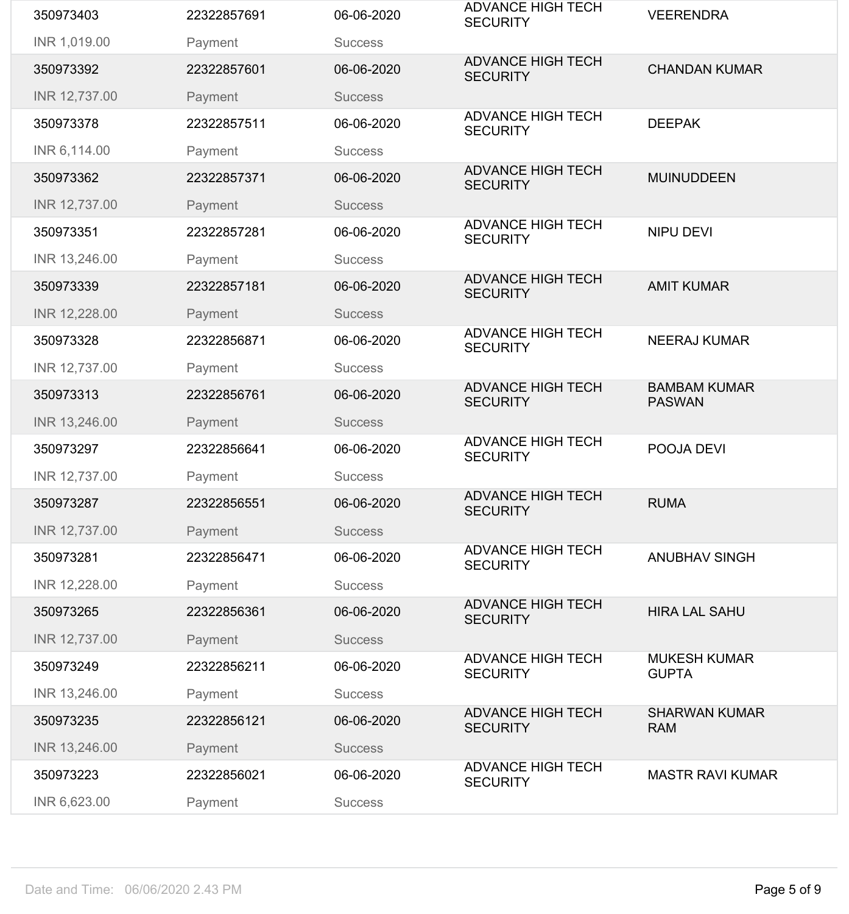| | | | | |
|---|---|---|---|---|
| 350973403<br>INR 1,019.00 | 22322857691<br>Payment | 06-06-2020<br>Success | ADVANCE HIGH TECH SECURITY | VEERENDRA |
| 350973392<br>INR 12,737.00 | 22322857601<br>Payment | 06-06-2020<br>Success | ADVANCE HIGH TECH SECURITY | CHANDAN KUMAR |
| 350973378<br>INR 6,114.00 | 22322857511<br>Payment | 06-06-2020<br>Success | ADVANCE HIGH TECH SECURITY | DEEPAK |
| 350973362<br>INR 12,737.00 | 22322857371<br>Payment | 06-06-2020<br>Success | ADVANCE HIGH TECH SECURITY | MUINUDDEEN |
| 350973351<br>INR 13,246.00 | 22322857281<br>Payment | 06-06-2020<br>Success | ADVANCE HIGH TECH SECURITY | NIPU DEVI |
| 350973339<br>INR 12,228.00 | 22322857181<br>Payment | 06-06-2020<br>Success | ADVANCE HIGH TECH SECURITY | AMIT KUMAR |
| 350973328<br>INR 12,737.00 | 22322856871<br>Payment | 06-06-2020<br>Success | ADVANCE HIGH TECH SECURITY | NEERAJ KUMAR |
| 350973313<br>INR 13,246.00 | 22322856761<br>Payment | 06-06-2020<br>Success | ADVANCE HIGH TECH SECURITY | BAMBAM KUMAR PASWAN |
| 350973297<br>INR 12,737.00 | 22322856641<br>Payment | 06-06-2020<br>Success | ADVANCE HIGH TECH SECURITY | POOJA DEVI |
| 350973287<br>INR 12,737.00 | 22322856551<br>Payment | 06-06-2020<br>Success | ADVANCE HIGH TECH SECURITY | RUMA |
| 350973281<br>INR 12,228.00 | 22322856471<br>Payment | 06-06-2020<br>Success | ADVANCE HIGH TECH SECURITY | ANUBHAV SINGH |
| 350973265<br>INR 12,737.00 | 22322856361<br>Payment | 06-06-2020<br>Success | ADVANCE HIGH TECH SECURITY | HIRA LAL SAHU |
| 350973249<br>INR 13,246.00 | 22322856211<br>Payment | 06-06-2020<br>Success | ADVANCE HIGH TECH SECURITY | MUKESH KUMAR GUPTA |
| 350973235<br>INR 13,246.00 | 22322856121<br>Payment | 06-06-2020<br>Success | ADVANCE HIGH TECH SECURITY | SHARWAN KUMAR RAM |
| 350973223<br>INR 6,623.00 | 22322856021<br>Payment | 06-06-2020<br>Success | ADVANCE HIGH TECH SECURITY | MASTR RAVI KUMAR |

Date and Time: 06/06/2020 2.43 PM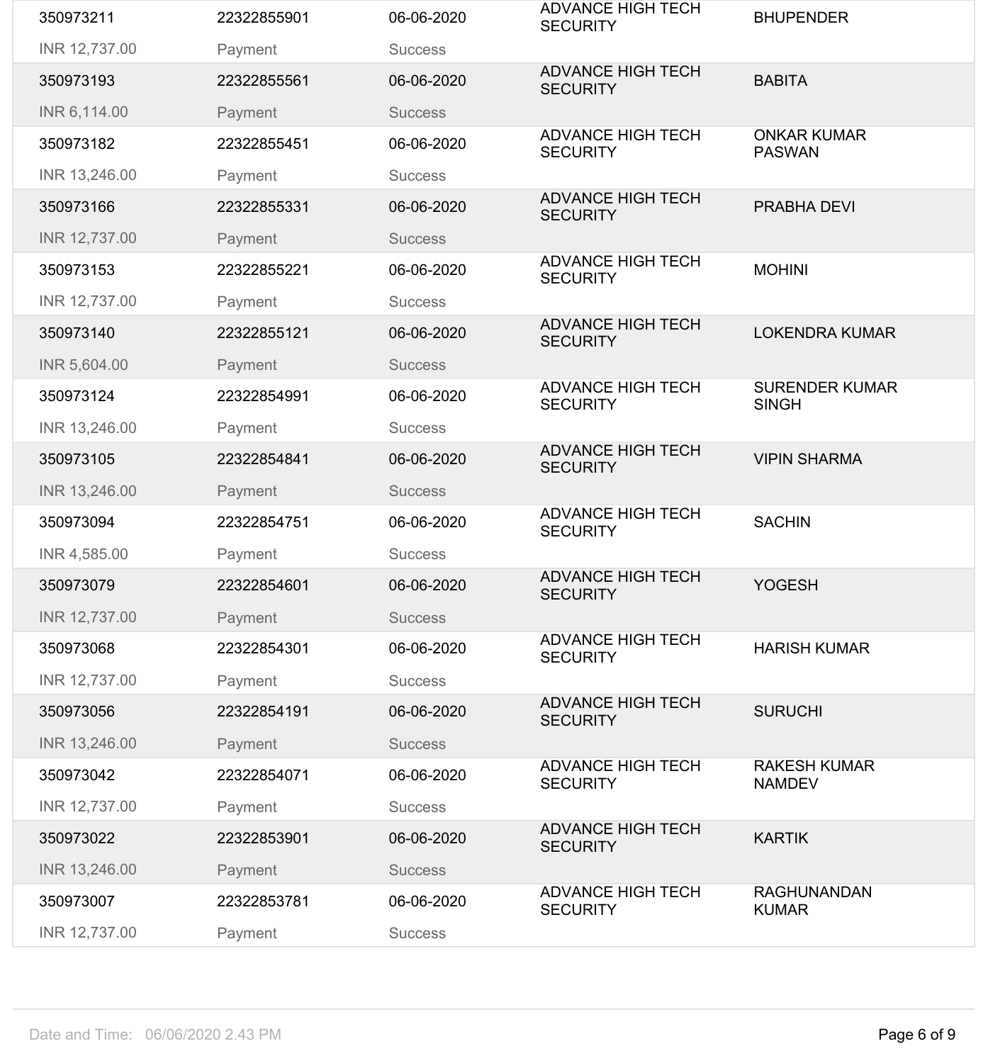| | | | | |
|---|---|---|---|---|
| 350973211 | 22322855901 | 06-06-2020 | ADVANCE HIGH TECH SECURITY | BHUPENDER |
| INR 12,737.00 | Payment | Success | | |
| 350973193 | 22322855561 | 06-06-2020 | ADVANCE HIGH TECH SECURITY | BABITA |
| INR 6,114.00 | Payment | Success | | |
| 350973182 | 22322855451 | 06-06-2020 | ADVANCE HIGH TECH SECURITY | ONKAR KUMAR PASWAN |
| INR 13,246.00 | Payment | Success | | |
| 350973166 | 22322855331 | 06-06-2020 | ADVANCE HIGH TECH SECURITY | PRABHA DEVI |
| INR 12,737.00 | Payment | Success | | |
| 350973153 | 22322855221 | 06-06-2020 | ADVANCE HIGH TECH SECURITY | MOHINI |
| INR 12,737.00 | Payment | Success | | |
| 350973140 | 22322855121 | 06-06-2020 | ADVANCE HIGH TECH SECURITY | LOKENDRA KUMAR |
| INR 5,604.00 | Payment | Success | | |
| 350973124 | 22322854991 | 06-06-2020 | ADVANCE HIGH TECH SECURITY | SURENDER KUMAR SINGH |
| INR 13,246.00 | Payment | Success | | |
| 350973105 | 22322854841 | 06-06-2020 | ADVANCE HIGH TECH SECURITY | VIPIN SHARMA |
| INR 13,246.00 | Payment | Success | | |
| 350973094 | 22322854751 | 06-06-2020 | ADVANCE HIGH TECH SECURITY | SACHIN |
| INR 4,585.00 | Payment | Success | | |
| 350973079 | 22322854601 | 06-06-2020 | ADVANCE HIGH TECH SECURITY | YOGESH |
| INR 12,737.00 | Payment | Success | | |
| 350973068 | 22322854301 | 06-06-2020 | ADVANCE HIGH TECH SECURITY | HARISH KUMAR |
| INR 12,737.00 | Payment | Success | | |
| 350973056 | 22322854191 | 06-06-2020 | ADVANCE HIGH TECH SECURITY | SURUCHI |
| INR 13,246.00 | Payment | Success | | |
| 350973042 | 22322854071 | 06-06-2020 | ADVANCE HIGH TECH SECURITY | RAKESH KUMAR NAMDEV |
| INR 12,737.00 | Payment | Success | | |
| 350973022 | 22322853901 | 06-06-2020 | ADVANCE HIGH TECH SECURITY | KARTIK |
| INR 13,246.00 | Payment | Success | | |
| 350973007 | 22322853781 | 06-06-2020 | ADVANCE HIGH TECH SECURITY | RAGHUNANDAN KUMAR |
| INR 12,737.00 | Payment | Success | | |

Date and Time: 06/06/2020 2.43 PM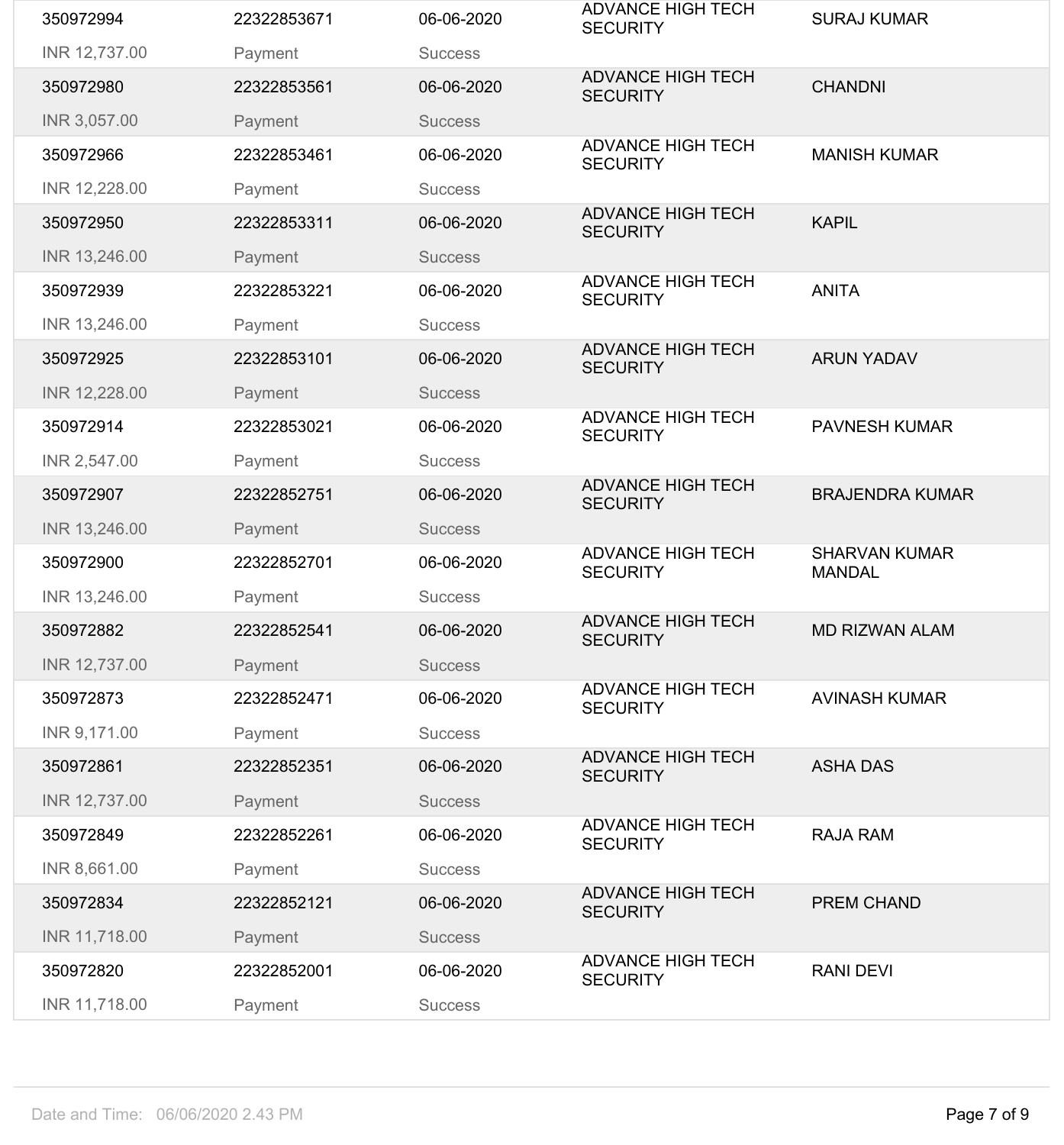| | | | | |
|---|---|---|---|---|
| 350972994 | 22322853671 | 06-06-2020 | ADVANCE HIGH TECH SECURITY | SURAJ KUMAR |
| INR 12,737.00 | Payment | Success | | |
| 350972980 | 22322853561 | 06-06-2020 | ADVANCE HIGH TECH SECURITY | CHANDNI |
| INR 3,057.00 | Payment | Success | | |
| 350972966 | 22322853461 | 06-06-2020 | ADVANCE HIGH TECH SECURITY | MANISH KUMAR |
| INR 12,228.00 | Payment | Success | | |
| 350972950 | 22322853311 | 06-06-2020 | ADVANCE HIGH TECH SECURITY | KAPIL |
| INR 13,246.00 | Payment | Success | | |
| 350972939 | 22322853221 | 06-06-2020 | ADVANCE HIGH TECH SECURITY | ANITA |
| INR 13,246.00 | Payment | Success | | |
| 350972925 | 22322853101 | 06-06-2020 | ADVANCE HIGH TECH SECURITY | ARUN YADAV |
| INR 12,228.00 | Payment | Success | | |
| 350972914 | 22322853021 | 06-06-2020 | ADVANCE HIGH TECH SECURITY | PAVNESH KUMAR |
| INR 2,547.00 | Payment | Success | | |
| 350972907 | 22322852751 | 06-06-2020 | ADVANCE HIGH TECH SECURITY | BRAJENDRA KUMAR |
| INR 13,246.00 | Payment | Success | | |
| 350972900 | 22322852701 | 06-06-2020 | ADVANCE HIGH TECH SECURITY | SHARVAN KUMAR MANDAL |
| INR 13,246.00 | Payment | Success | | |
| 350972882 | 22322852541 | 06-06-2020 | ADVANCE HIGH TECH SECURITY | MD RIZWAN ALAM |
| INR 12,737.00 | Payment | Success | | |
| 350972873 | 22322852471 | 06-06-2020 | ADVANCE HIGH TECH SECURITY | AVINASH KUMAR |
| INR 9,171.00 | Payment | Success | | |
| 350972861 | 22322852351 | 06-06-2020 | ADVANCE HIGH TECH SECURITY | ASHA DAS |
| INR 12,737.00 | Payment | Success | | |
| 350972849 | 22322852261 | 06-06-2020 | ADVANCE HIGH TECH SECURITY | RAJA RAM |
| INR 8,661.00 | Payment | Success | | |
| 350972834 | 22322852121 | 06-06-2020 | ADVANCE HIGH TECH SECURITY | PREM CHAND |
| INR 11,718.00 | Payment | Success | | |
| 350972820 | 22322852001 | 06-06-2020 | ADVANCE HIGH TECH SECURITY | RANI DEVI |
| INR 11,718.00 | Payment | Success | | |

Date and Time: 06/06/2020 2.43 PM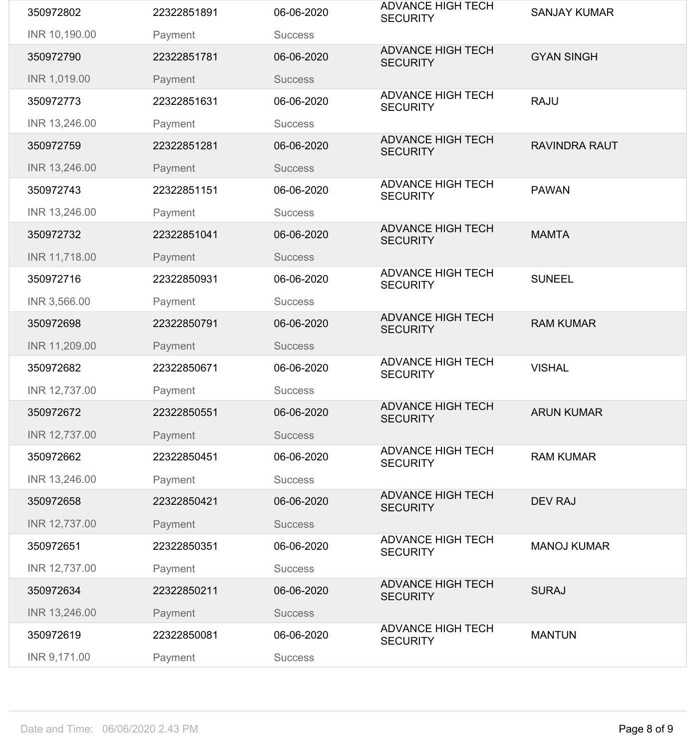| | | | | |
|---|---|---|---|---|
| 350972802<br>INR 10,190.00 | 22322851891<br>Payment | 06-06-2020<br>Success | ADVANCE HIGH TECH SECURITY | SANJAY KUMAR |
| 350972790<br>INR 1,019.00 | 22322851781<br>Payment | 06-06-2020<br>Success | ADVANCE HIGH TECH SECURITY | GYAN SINGH |
| 350972773<br>INR 13,246.00 | 22322851631<br>Payment | 06-06-2020<br>Success | ADVANCE HIGH TECH SECURITY | RAJU |
| 350972759<br>INR 13,246.00 | 22322851281<br>Payment | 06-06-2020<br>Success | ADVANCE HIGH TECH SECURITY | RAVINDRA RAUT |
| 350972743<br>INR 13,246.00 | 22322851151<br>Payment | 06-06-2020<br>Success | ADVANCE HIGH TECH SECURITY | PAWAN |
| 350972732<br>INR 11,718.00 | 22322851041<br>Payment | 06-06-2020<br>Success | ADVANCE HIGH TECH SECURITY | MAMTA |
| 350972716<br>INR 3,566.00 | 22322850931<br>Payment | 06-06-2020<br>Success | ADVANCE HIGH TECH SECURITY | SUNEEL |
| 350972698<br>INR 11,209.00 | 22322850791<br>Payment | 06-06-2020<br>Success | ADVANCE HIGH TECH SECURITY | RAM KUMAR |
| 350972682<br>INR 12,737.00 | 22322850671<br>Payment | 06-06-2020<br>Success | ADVANCE HIGH TECH SECURITY | VISHAL |
| 350972672<br>INR 12,737.00 | 22322850551<br>Payment | 06-06-2020<br>Success | ADVANCE HIGH TECH SECURITY | ARUN KUMAR |
| 350972662<br>INR 13,246.00 | 22322850451<br>Payment | 06-06-2020<br>Success | ADVANCE HIGH TECH SECURITY | RAM KUMAR |
| 350972658<br>INR 12,737.00 | 22322850421<br>Payment | 06-06-2020<br>Success | ADVANCE HIGH TECH SECURITY | DEV RAJ |
| 350972651<br>INR 12,737.00 | 22322850351<br>Payment | 06-06-2020<br>Success | ADVANCE HIGH TECH SECURITY | MANOJ KUMAR |
| 350972634<br>INR 13,246.00 | 22322850211<br>Payment | 06-06-2020<br>Success | ADVANCE HIGH TECH SECURITY | SURAJ |
| 350972619<br>INR 9,171.00 | 22322850081<br>Payment | 06-06-2020<br>Success | ADVANCE HIGH TECH SECURITY | MANTUN |

Date and Time: 06/06/2020 2.43 PM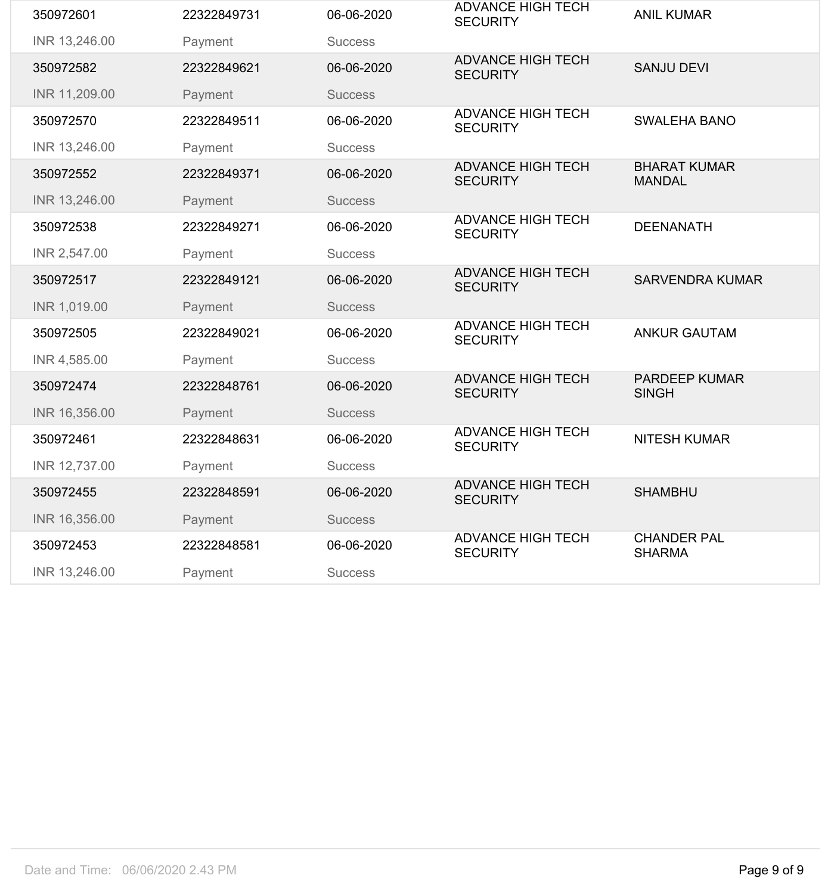| | | | | |
|---|---|---|---|---|
| 350972601 | 22322849731 | 06-06-2020 | ADVANCE HIGH TECH SECURITY | ANIL KUMAR |
| INR 13,246.00 | Payment | Success | | |
| 350972582 | 22322849621 | 06-06-2020 | ADVANCE HIGH TECH SECURITY | SANJU DEVI |
| INR 11,209.00 | Payment | Success | | |
| 350972570 | 22322849511 | 06-06-2020 | ADVANCE HIGH TECH SECURITY | SWALEHA BANO |
| INR 13,246.00 | Payment | Success | | |
| 350972552 | 22322849371 | 06-06-2020 | ADVANCE HIGH TECH SECURITY | BHARAT KUMAR MANDAL |
| INR 13,246.00 | Payment | Success | | |
| 350972538 | 22322849271 | 06-06-2020 | ADVANCE HIGH TECH SECURITY | DEENANATH |
| INR 2,547.00 | Payment | Success | | |
| 350972517 | 22322849121 | 06-06-2020 | ADVANCE HIGH TECH SECURITY | SARVENDRA KUMAR |
| INR 1,019.00 | Payment | Success | | |
| 350972505 | 22322849021 | 06-06-2020 | ADVANCE HIGH TECH SECURITY | ANKUR GAUTAM |
| INR 4,585.00 | Payment | Success | | |
| 350972474 | 22322848761 | 06-06-2020 | ADVANCE HIGH TECH SECURITY | PARDEEP KUMAR SINGH |
| INR 16,356.00 | Payment | Success | | |
| 350972461 | 22322848631 | 06-06-2020 | ADVANCE HIGH TECH SECURITY | NITESH KUMAR |
| INR 12,737.00 | Payment | Success | | |
| 350972455 | 22322848591 | 06-06-2020 | ADVANCE HIGH TECH SECURITY | SHAMBHU |
| INR 16,356.00 | Payment | Success | | |
| 350972453 | 22322848581 | 06-06-2020 | ADVANCE HIGH TECH SECURITY | CHANDER PAL SHARMA |
| INR 13,246.00 | Payment | Success | | |

Date and Time: 06/06/2020 2.43 PM